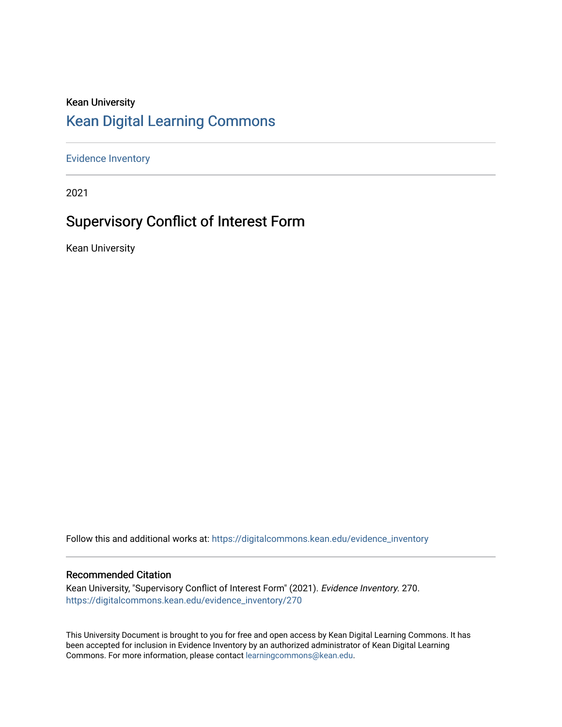Kean University

## Kean Digital Learning Commons

Evidence Inventory

2021

# Supervisory Conflict of Interest Form

Kean University

Follow this and additional works at: https://digitalcommons.kean.edu/evidence_inventory

### Recommended Citation

Kean University, "Supervisory Conflict of Interest Form" (2021). *Evidence Inventory*. 270.
https://digitalcommons.kean.edu/evidence_inventory/270

This University Document is brought to you for free and open access by Kean Digital Learning Commons. It has been accepted for inclusion in Evidence Inventory by an authorized administrator of Kean Digital Learning Commons. For more information, please contact learningcommons@kean.edu.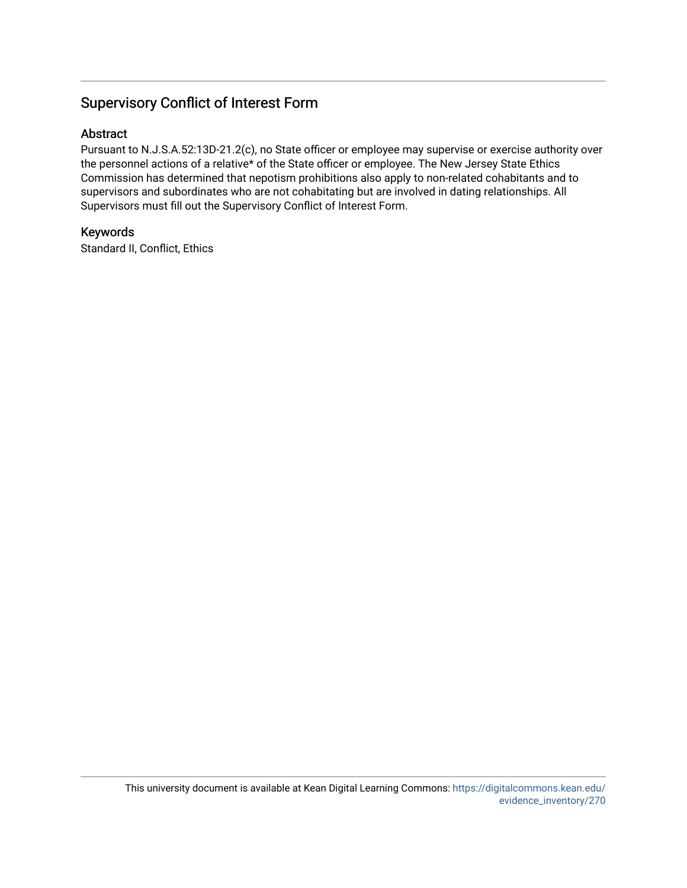## Supervisory Conflict of Interest Form

### Abstract

Pursuant to N.J.S.A.52:13D-21.2(c), no State officer or employee may supervise or exercise authority over the personnel actions of a relative* of the State officer or employee. The New Jersey State Ethics Commission has determined that nepotism prohibitions also apply to non-related cohabitants and to supervisors and subordinates who are not cohabitating but are involved in dating relationships. All Supervisors must fill out the Supervisory Conflict of Interest Form.

### Keywords

Standard II, Conflict, Ethics

This university document is available at Kean Digital Learning Commons: https://digitalcommons.kean.edu/evidence_inventory/270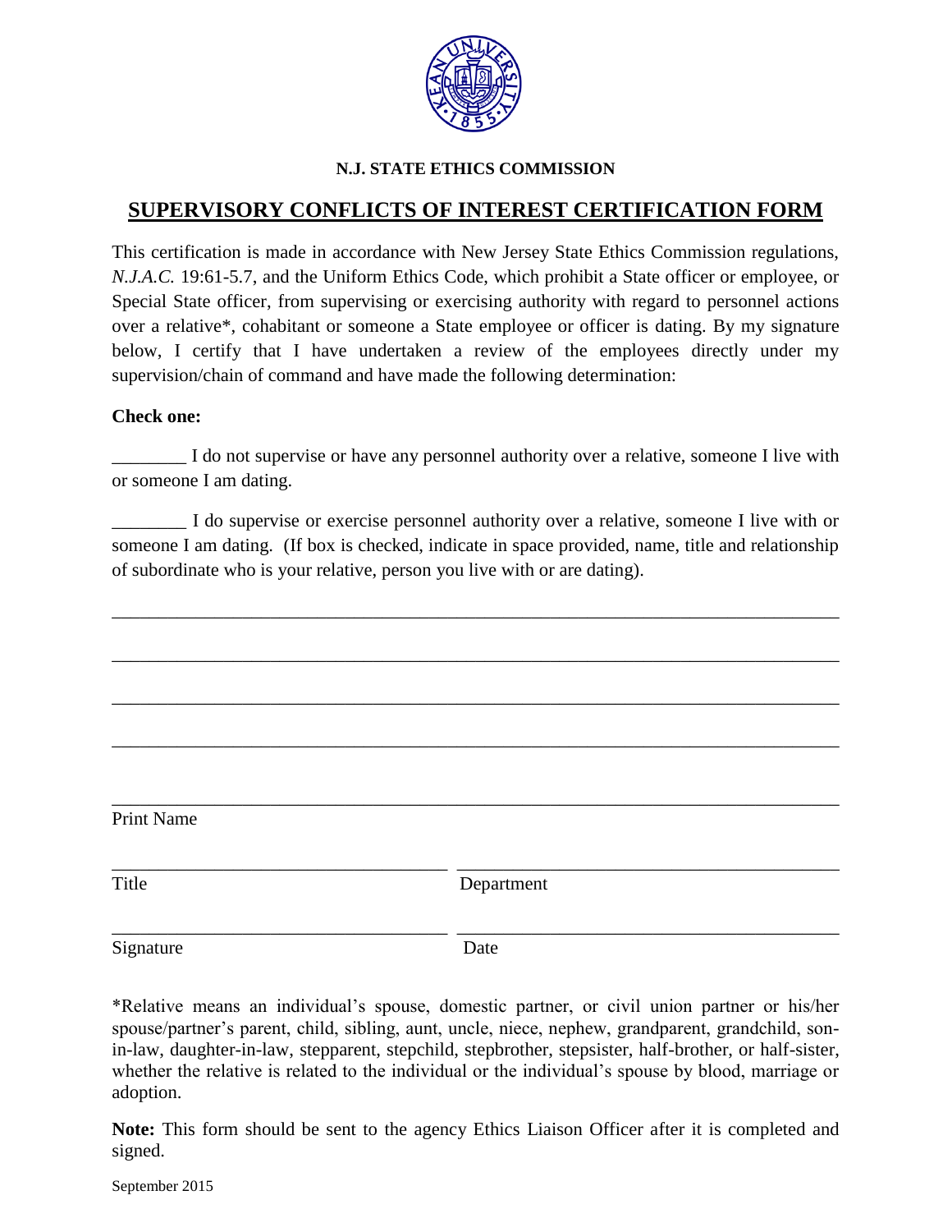**N.J. STATE ETHICS COMMISSION**

# SUPERVISORY CONFLICTS OF INTEREST CERTIFICATION FORM

This certification is made in accordance with New Jersey State Ethics Commission regulations, *N.J.A.C.* 19:61-5.7, and the Uniform Ethics Code, which prohibit a State officer or employee, or Special State officer, from supervising or exercising authority with regard to personnel actions over a relative*, cohabitant or someone a State employee or officer is dating. By my signature below, I certify that I have undertaken a review of the employees directly under my supervision/chain of command and have made the following determination:

**Check one:**

________ I do not supervise or have any personnel authority over a relative, someone I live with or someone I am dating.

________ I do supervise or exercise personnel authority over a relative, someone I live with or someone I am dating. (If box is checked, indicate in space provided, name, title and relationship of subordinate who is your relative, person you live with or are dating).

_______________________________________________________________________________

_______________________________________________________________________________

_______________________________________________________________________________

_______________________________________________________________________________

_______________________________________________________________________________
Print Name

___________________________________ ________________________________________
Title Department

___________________________________ ________________________________________
Signature Date

*Relative means an individual's spouse, domestic partner, or civil union partner or his/her spouse/partner's parent, child, sibling, aunt, uncle, niece, nephew, grandparent, grandchild, son-in-law, daughter-in-law, stepparent, stepchild, stepbrother, stepsister, half-brother, or half-sister, whether the relative is related to the individual or the individual's spouse by blood, marriage or adoption.

**Note:** This form should be sent to the agency Ethics Liaison Officer after it is completed and signed.

September 2015